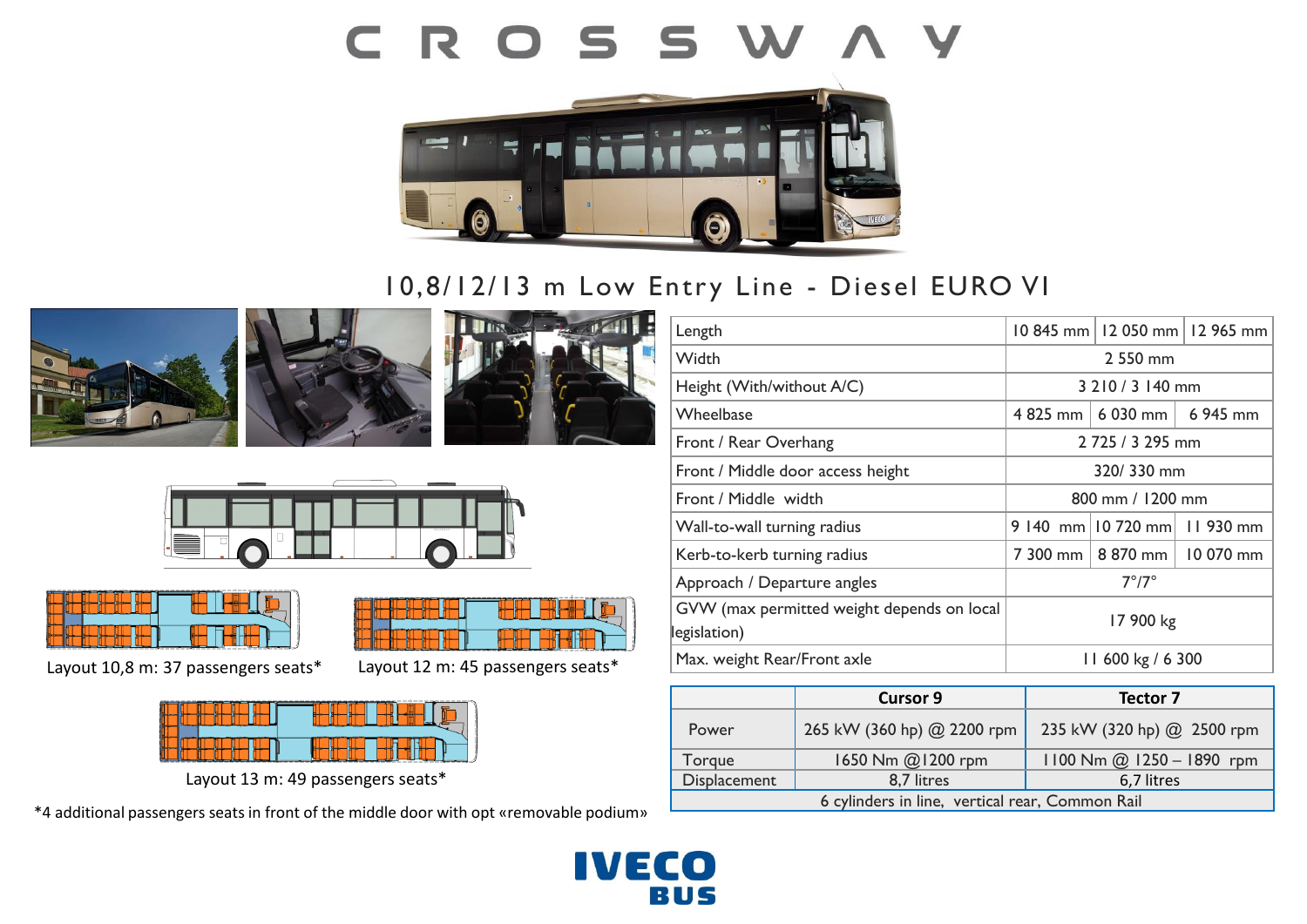# CROSSWAY

## 10,8/12/13 m Low Entry Line - Diesel EURO VI

Layout 10,8 m: 37 passengers seats*

Layout 12 m: 45 passengers seats*

Layout 13 m: 49 passengers seats*

*4 additional passengers seats in front of the middle door with opt «removable podium»

| | | | |
|---|---|---|---|
| Length | 10 845 mm | 12 050 mm | 12 965 mm |
| Width | 2 550 mm | | |
| Height (With/without A/C) | 3 210 / 3 140 mm | | |
| Wheelbase | 4 825 mm | 6 030 mm | 6 945 mm |
| Front / Rear Overhang | 2 725 / 3 295 mm | | |
| Front / Middle door access height | 320/ 330 mm | | |
| Front / Middle width | 800 mm / 1200 mm | | |
| Wall-to-wall turning radius | 9 140 mm | 10 720 mm | 11 930 mm |
| Kerb-to-kerb turning radius | 7 300 mm | 8 870 mm | 10 070 mm |
| Approach / Departure angles | 7°/7° | | |
| GVW (max permitted weight depends on local legislation) | 17 900 kg | | |
| Max. weight Rear/Front axle | 11 600 kg / 6 300 | | |

| | Cursor 9 | Tector 7 |
|---|---|---|
| Power | 265 kW (360 hp) @ 2200 rpm | 235 kW (320 hp) @ 2500 rpm |
| Torque | 1650 Nm @1200 rpm | 1100 Nm @ 1250 – 1890 rpm |
| Displacement | 8,7 litres | 6,7 litres |
| 6 cylinders in line, vertical rear, Common Rail | | |

IVECO BUS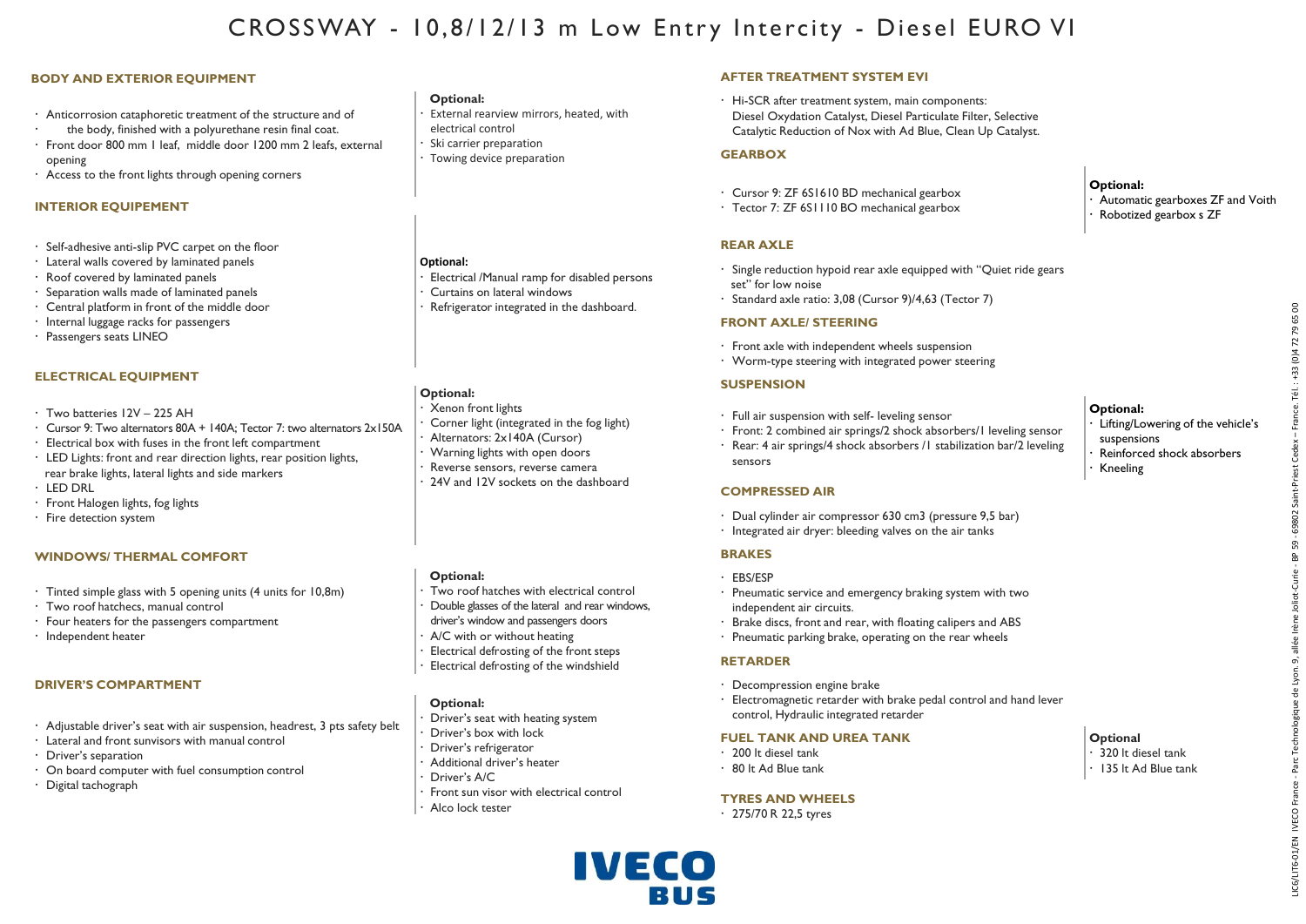# CROSSWAY - 10,8/12/13 m Low Entry Intercity - Diesel EURO VI

## BODY AND EXTERIOR EQUIPMENT

- Anticorrosion cataphoretic treatment of the structure and of
- the body, finished with a polyurethane resin final coat.
- Front door 800 mm 1 leaf, middle door 1200 mm 2 leafs, external opening
- Access to the front lights through opening corners

**Optional:**
- External rearview mirrors, heated, with electrical control
- Ski carrier preparation
- Towing device preparation

## INTERIOR EQUIPEMENT

- Self-adhesive anti-slip PVC carpet on the floor
- Lateral walls covered by laminated panels
- Roof covered by laminated panels
- Separation walls made of laminated panels
- Central platform in front of the middle door
- Internal luggage racks for passengers
- Passengers seats LINEO

**Optional:**
- Electrical /Manual ramp for disabled persons
- Curtains on lateral windows
- Refrigerator integrated in the dashboard.

## ELECTRICAL EQUIPMENT

- Two batteries 12V – 225 AH
- Cursor 9: Two alternators 80A + 140A; Tector 7: two alternators 2x150A
- Electrical box with fuses in the front left compartment
- LED Lights: front and rear direction lights, rear position lights, rear brake lights, lateral lights and side markers
- LED DRL
- Front Halogen lights, fog lights
- Fire detection system

**Optional:**
- Xenon front lights
- Corner light (integrated in the fog light)
- Alternators: 2x140A (Cursor)
- Warning lights with open doors
- Reverse sensors, reverse camera
- 24V and 12V sockets on the dashboard

## WINDOWS/ THERMAL COMFORT

- Tinted simple glass with 5 opening units (4 units for 10,8m)
- Two roof hatchecs, manual control
- Four heaters for the passengers compartment
- Independent heater

**Optional:**
- Two roof hatches with electrical control
- Double glasses of the lateral and rear windows, driver's window and passengers doors
- A/C with or without heating
- Electrical defrosting of the front steps
- Electrical defrosting of the windshield

## DRIVER'S COMPARTMENT

- Adjustable driver's seat with air suspension, headrest, 3 pts safety belt
- Lateral and front sunvisors with manual control
- Driver's separation
- On board computer with fuel consumption control
- Digital tachograph

**Optional:**
- Driver's seat with heating system
- Driver's box with lock
- Driver's refrigerator
- Additional driver's heater
- Driver's A/C
- Front sun visor with electrical control
- Alco lock tester

## AFTER TREATMENT SYSTEM EVI

- Hi-SCR after treatment system, main components: Diesel Oxydation Catalyst, Diesel Particulate Filter, Selective Catalytic Reduction of Nox with Ad Blue, Clean Up Catalyst.

## GEARBOX

- Cursor 9: ZF 6S1610 BD mechanical gearbox
- Tector 7: ZF 6S1110 BO mechanical gearbox

**Optional:**
- Automatic gearboxes ZF and Voith
- Robotized gearbox s ZF

## REAR AXLE

- Single reduction hypoid rear axle equipped with "Quiet ride gears set" for low noise
- Standard axle ratio: 3,08 (Cursor 9)/4,63 (Tector 7)

## FRONT AXLE/ STEERING

- Front axle with independent wheels suspension
- Worm-type steering with integrated power steering

## SUSPENSION

- Full air suspension with self- leveling sensor
- Front: 2 combined air springs/2 shock absorbers/1 leveling sensor
- Rear: 4 air springs/4 shock absorbers /1 stabilization bar/2 leveling sensors

**Optional:**
- Lifting/Lowering of the vehicle's suspensions
- Reinforced shock absorbers
- Kneeling

## COMPRESSED AIR

- Dual cylinder air compressor 630 cm3 (pressure 9,5 bar)
- Integrated air dryer: bleeding valves on the air tanks

## BRAKES

- EBS/ESP
- Pneumatic service and emergency braking system with two independent air circuits.
- Brake discs, front and rear, with floating calipers and ABS
- Pneumatic parking brake, operating on the rear wheels

## RETARDER

- Decompression engine brake
- Electromagnetic retarder with brake pedal control and hand lever control, Hydraulic integrated retarder

## FUEL TANK AND UREA TANK

- 200 lt diesel tank
- 80 lt Ad Blue tank

**Optional**
- 320 lt diesel tank
- 135 lt Ad Blue tank

## TYRES AND WHEELS

- 275/70 R 22,5 tyres

IVECO BUS

LIC6/LIT6-01/EN IVECO France - Parc Technologique de Lyon 9, allée Irène Joliot-Curie - BP 59 - 69802 Saint-Priest Cedex – France. Tél. : +33 (0)4 72 79 65 00